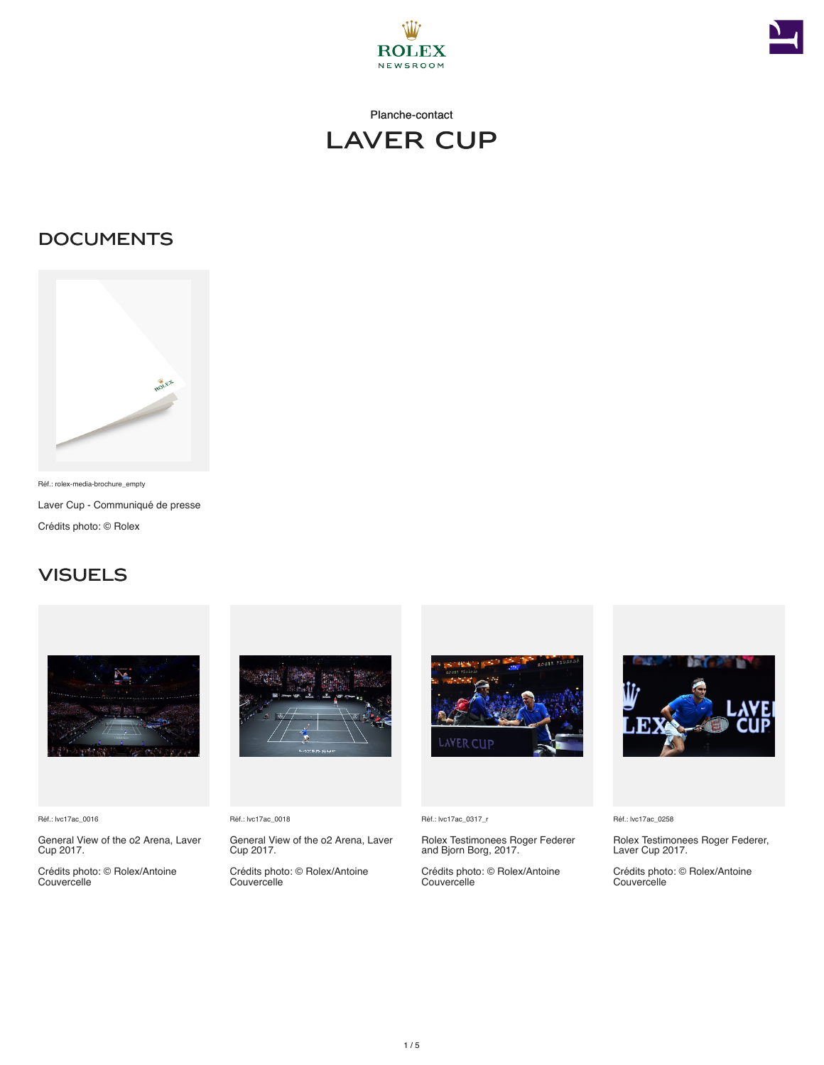Planche-contact

# LAVER CUP

## DOCUMENTS

Réf.: rolex-media-brochure_empty

Laver Cup - Communiqué de presse

Crédits photo: © Rolex

## VISUELS

Réf.: lvc17ac_0016

General View of the o2 Arena, Laver Cup 2017.

Crédits photo: © Rolex/Antoine Couvercelle

Réf.: lvc17ac_0018

General View of the o2 Arena, Laver Cup 2017.

Crédits photo: © Rolex/Antoine Couvercelle

Réf.: lvc17ac_0317_r

Rolex Testimonees Roger Federer and Bjorn Borg, 2017.

Crédits photo: © Rolex/Antoine Couvercelle

Réf.: lvc17ac_0258

Rolex Testimonees Roger Federer, Laver Cup 2017.

Crédits photo: © Rolex/Antoine Couvercelle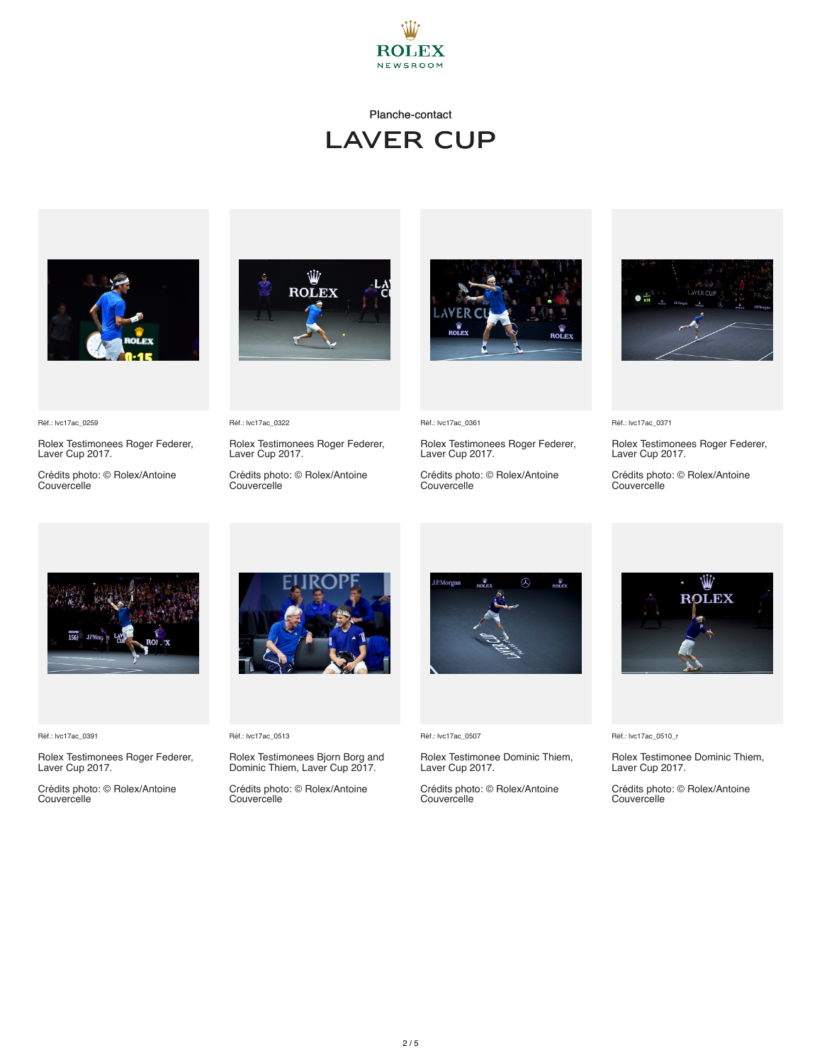Planche-contact

# LAVER CUP

Réf.: lvc17ac_0259

Rolex Testimonees Roger Federer, Laver Cup 2017.

Crédits photo: © Rolex/Antoine Couvercelle

Réf.: lvc17ac_0322

Rolex Testimonees Roger Federer, Laver Cup 2017.

Crédits photo: © Rolex/Antoine Couvercelle

Réf.: lvc17ac_0361

Rolex Testimonees Roger Federer, Laver Cup 2017.

Crédits photo: © Rolex/Antoine Couvercelle

Réf.: lvc17ac_0371

Rolex Testimonees Roger Federer, Laver Cup 2017.

Crédits photo: © Rolex/Antoine Couvercelle

Réf.: lvc17ac_0391

Rolex Testimonees Roger Federer, Laver Cup 2017.

Crédits photo: © Rolex/Antoine Couvercelle

Réf.: lvc17ac_0513

Rolex Testimonees Bjorn Borg and Dominic Thiem, Laver Cup 2017.

Crédits photo: © Rolex/Antoine Couvercelle

Réf.: lvc17ac_0507

Rolex Testimonee Dominic Thiem, Laver Cup 2017.

Crédits photo: © Rolex/Antoine Couvercelle

Réf.: lvc17ac_0510_r

Rolex Testimonee Dominic Thiem, Laver Cup 2017.

Crédits photo: © Rolex/Antoine Couvercelle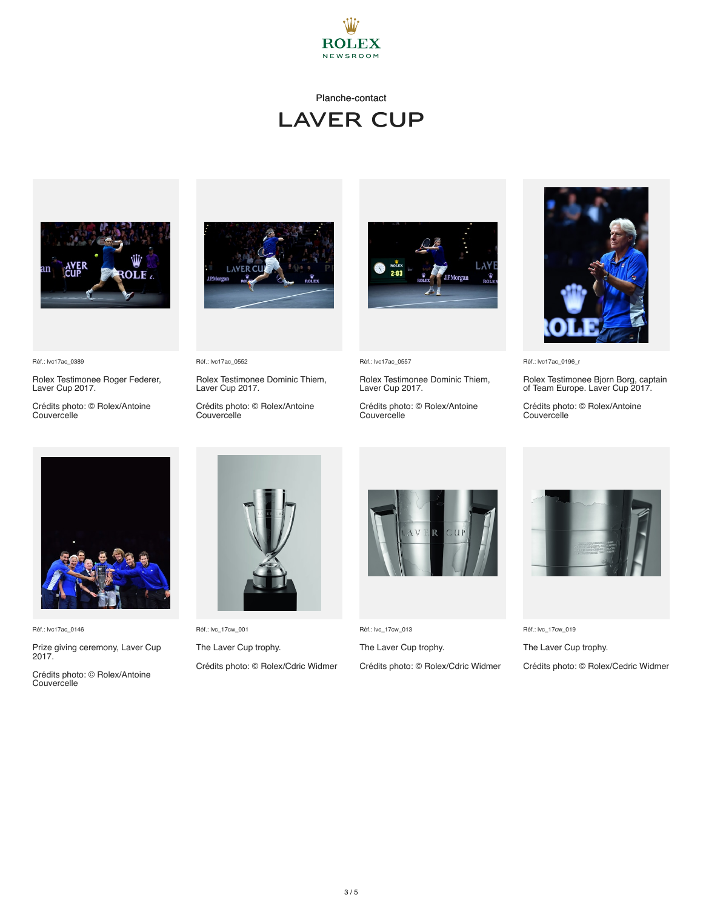Planche-contact

# LAVER CUP

Réf.: lvc17ac_0389

Rolex Testimonee Roger Federer, Laver Cup 2017.

Crédits photo: © Rolex/Antoine Couvercelle

Réf.: lvc17ac_0552

Rolex Testimonee Dominic Thiem, Laver Cup 2017.

Crédits photo: © Rolex/Antoine Couvercelle

Réf.: lvc17ac_0557

Rolex Testimonee Dominic Thiem, Laver Cup 2017.

Crédits photo: © Rolex/Antoine Couvercelle

Réf.: lvc17ac_0196_r

Rolex Testimonee Bjorn Borg, captain of Team Europe. Laver Cup 2017.

Crédits photo: © Rolex/Antoine Couvercelle

Réf.: lvc17ac_0146

Prize giving ceremony, Laver Cup 2017.

Crédits photo: © Rolex/Antoine Couvercelle

Réf.: lvc_17cw_001

The Laver Cup trophy.

Crédits photo: © Rolex/Cdric Widmer

Réf.: lvc_17cw_013

The Laver Cup trophy.

Crédits photo: © Rolex/Cdric Widmer

Réf.: lvc_17cw_019

The Laver Cup trophy.

Crédits photo: © Rolex/Cedric Widmer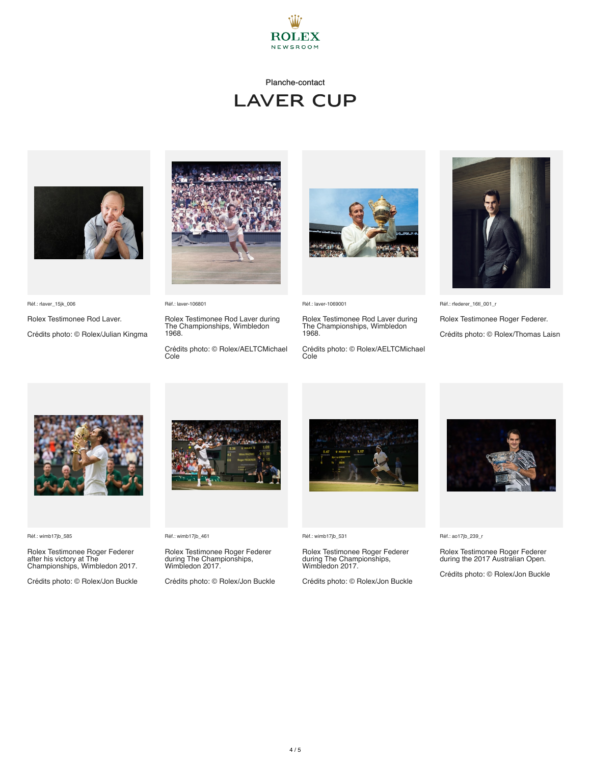ROLEX NEWSROOM

Planche-contact

# LAVER CUP

Réf.: rlaver_15jk_006

Rolex Testimonee Rod Laver.

Crédits photo: © Rolex/Julian Kingma

Réf.: laver-106801

Rolex Testimonee Rod Laver during The Championships, Wimbledon 1968.

Crédits photo: © Rolex/AELTCMichael Cole

Réf.: laver-1069001

Rolex Testimonee Rod Laver during The Championships, Wimbledon 1968.

Crédits photo: © Rolex/AELTCMichael Cole

Réf.: rfederer_16tl_001_r

Rolex Testimonee Roger Federer.

Crédits photo: © Rolex/Thomas Laisn

Réf.: wimb17jb_585

Rolex Testimonee Roger Federer after his victory at The Championships, Wimbledon 2017.

Crédits photo: © Rolex/Jon Buckle

Réf.: wimb17jb_461

Rolex Testimonee Roger Federer during The Championships, Wimbledon 2017.

Crédits photo: © Rolex/Jon Buckle

Réf.: wimb17jb_531

Rolex Testimonee Roger Federer during The Championships, Wimbledon 2017.

Crédits photo: © Rolex/Jon Buckle

Réf.: ao17jb_239_r

Rolex Testimonee Roger Federer during the 2017 Australian Open.

Crédits photo: © Rolex/Jon Buckle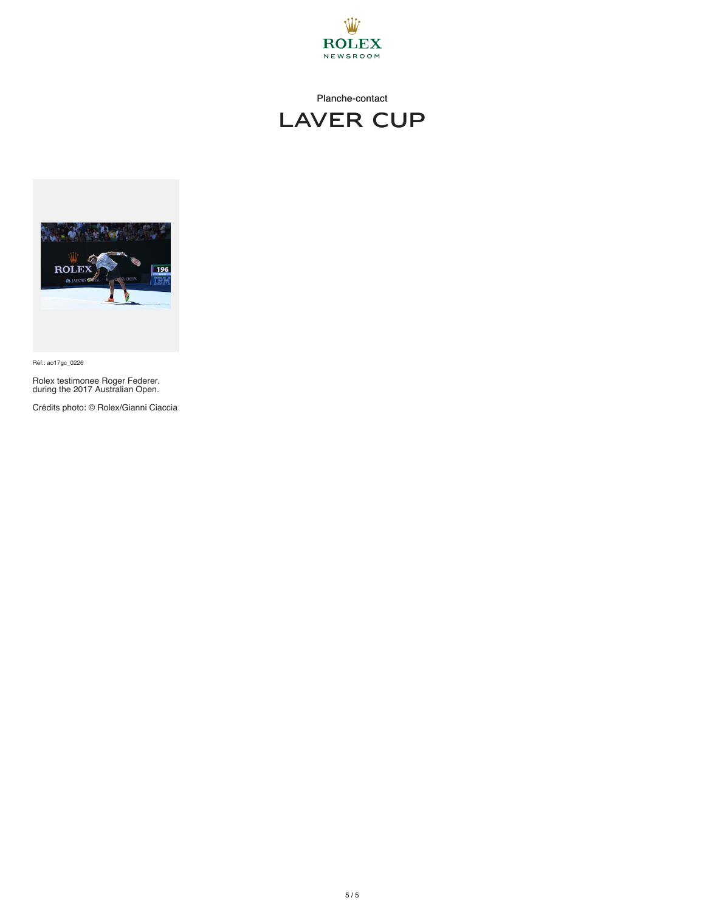Planche-contact

# LAVER CUP

Réf.: ao17gc_0226

Rolex testimonee Roger Federer.
during the 2017 Australian Open.

Crédits photo: © Rolex/Gianni Ciaccia